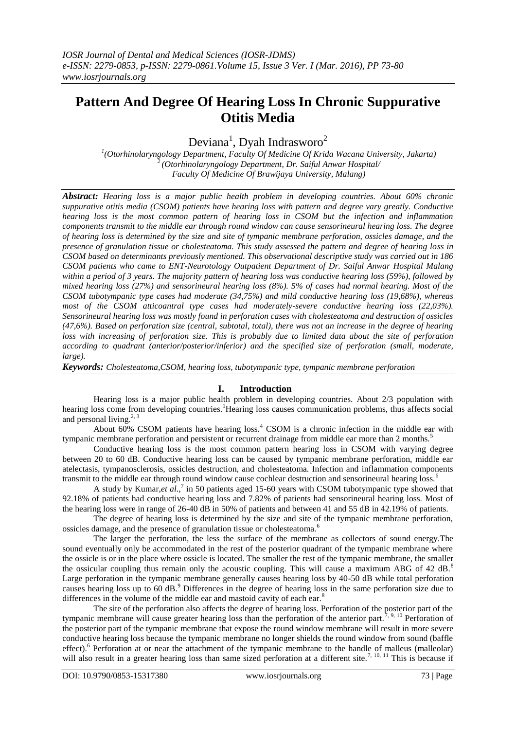# Pattern And Degree Of Hearing Loss In Chronic Suppurative Otitis Media

Deviana[1], Dyah Indrasworo[2]

[1](Otorhinolaryngology Department, Faculty Of Medicine Of Krida Wacana University, Jakarta)
[2](Otorhinolaryngology Department, Dr. Saiful Anwar Hospital/ Faculty Of Medicine Of Brawijaya University, Malang)

***Abstract:*** *Hearing loss is a major public health problem in developing countries. About 60% chronic suppurative otitis media (CSOM) patients have hearing loss with pattern and degree vary greatly. Conductive hearing loss is the most common pattern of hearing loss in CSOM but the infection and inflammation components transmit to the middle ear through round window can cause sensorineural hearing loss. The degree of hearing loss is determined by the size and site of tympanic membrane perforation, ossicles damage, and the presence of granulation tissue or cholesteatoma. This study assessed the pattern and degree of hearing loss in CSOM based on determinants previously mentioned. This observational descriptive study was carried out in 186 CSOM patients who came to ENT-Neurotology Outpatient Department of Dr. Saiful Anwar Hospital Malang within a period of 3 years. The majority pattern of hearing loss was conductive hearing loss (59%), followed by mixed hearing loss (27%) and sensorineural hearing loss (8%). 5% of cases had normal hearing. Most of the CSOM tubotympanic type cases had moderate (34,75%) and mild conductive hearing loss (19,68%), whereas most of the CSOM atticoantral type cases had moderately-severe conductive hearing loss (22,03%). Sensorineural hearing loss was mostly found in perforation cases with cholesteatoma and destruction of ossicles (47,6%). Based on perforation size (central, subtotal, total), there was not an increase in the degree of hearing loss with increasing of perforation size. This is probably due to limited data about the site of perforation according to quadrant (anterior/posterior/inferior) and the specified size of perforation (small, moderate, large).*

***Keywords:*** *Cholesteatoma,CSOM, hearing loss, tubotympanic type, tympanic membrane perforation*

## I. Introduction

Hearing loss is a major public health problem in developing countries. About 2/3 population with hearing loss come from developing countries.[1] Hearing loss causes communication problems, thus affects social and personal living.[2, 3]

About 60% CSOM patients have hearing loss.[4] CSOM is a chronic infection in the middle ear with tympanic membrane perforation and persistent or recurrent drainage from middle ear more than 2 months.[5]

Conductive hearing loss is the most common pattern hearing loss in CSOM with varying degree between 20 to 60 dB. Conductive hearing loss can be caused by tympanic membrane perforation, middle ear atelectasis, tympanosclerosis, ossicles destruction, and cholesteatoma. Infection and inflammation components transmit to the middle ear through round window cause cochlear destruction and sensorineural hearing loss.[6]

A study by Kumar,*et al*.,[7] in 50 patients aged 15-60 years with CSOM tubotympanic type showed that 92.18% of patients had conductive hearing loss and 7.82% of patients had sensorineural hearing loss. Most of the hearing loss were in range of 26-40 dB in 50% of patients and between 41 and 55 dB in 42.19% of patients.

The degree of hearing loss is determined by the size and site of the tympanic membrane perforation, ossicles damage, and the presence of granulation tissue or cholesteatoma.[6]

The larger the perforation, the less the surface of the membrane as collectors of sound energy.The sound eventually only be accommodated in the rest of the posterior quadrant of the tympanic membrane where the ossicle is or in the place where ossicle is located. The smaller the rest of the tympanic membrane, the smaller the ossicular coupling thus remain only the acoustic coupling. This will cause a maximum ABG of 42 dB.[8] Large perforation in the tympanic membrane generally causes hearing loss by 40-50 dB while total perforation causes hearing loss up to 60 dB.[9] Differences in the degree of hearing loss in the same perforation size due to differences in the volume of the middle ear and mastoid cavity of each ear.[8]

The site of the perforation also affects the degree of hearing loss. Perforation of the posterior part of the tympanic membrane will cause greater hearing loss than the perforation of the anterior part.[7, 9, 10] Perforation of the posterior part of the tympanic membrane that expose the round window membrane will result in more severe conductive hearing loss because the tympanic membrane no longer shields the round window from sound (baffle effect).[6] Perforation at or near the attachment of the tympanic membrane to the handle of malleus (malleolar) will also result in a greater hearing loss than same sized perforation at a different site.[7, 10, 11] This is because if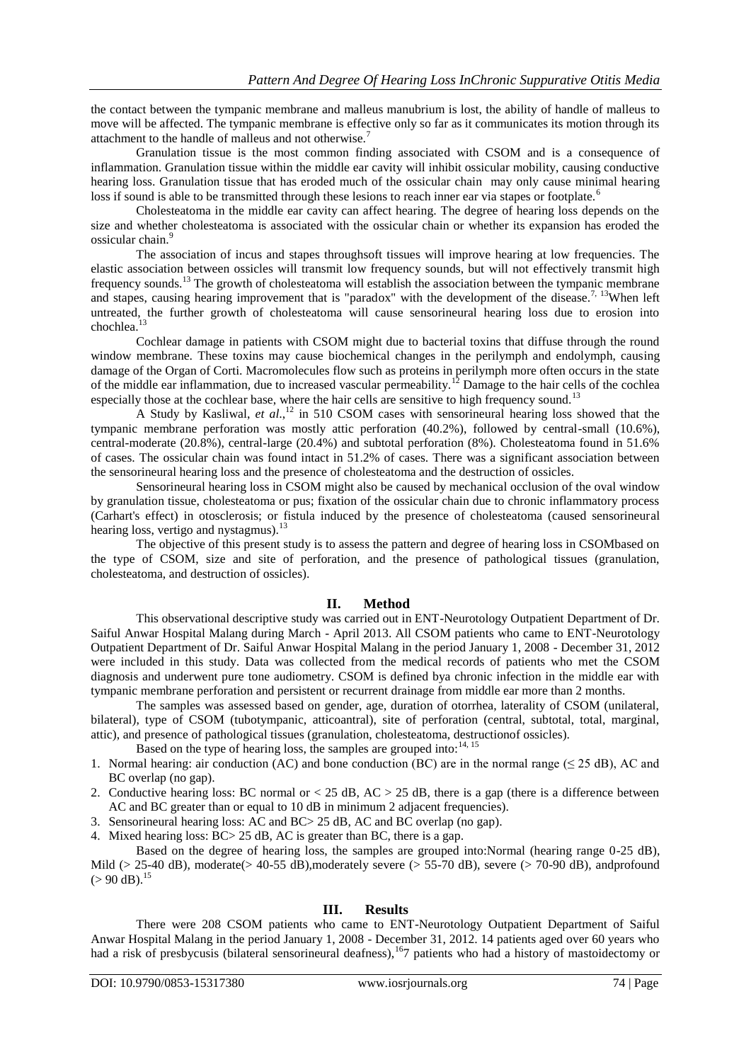the contact between the tympanic membrane and malleus manubrium is lost, the ability of handle of malleus to move will be affected. The tympanic membrane is effective only so far as it communicates its motion through its attachment to the handle of malleus and not otherwise.[7]

Granulation tissue is the most common finding associated with CSOM and is a consequence of inflammation. Granulation tissue within the middle ear cavity will inhibit ossicular mobility, causing conductive hearing loss. Granulation tissue that has eroded much of the ossicular chain may only cause minimal hearing loss if sound is able to be transmitted through these lesions to reach inner ear via stapes or footplate.[6]

Cholesteatoma in the middle ear cavity can affect hearing. The degree of hearing loss depends on the size and whether cholesteatoma is associated with the ossicular chain or whether its expansion has eroded the ossicular chain.[9]

The association of incus and stapes throughsoft tissues will improve hearing at low frequencies. The elastic association between ossicles will transmit low frequency sounds, but will not effectively transmit high frequency sounds.[13] The growth of cholesteatoma will establish the association between the tympanic membrane and stapes, causing hearing improvement that is "paradox" with the development of the disease.[7, 13]When left untreated, the further growth of cholesteatoma will cause sensorineural hearing loss due to erosion into chochlea.[13]

Cochlear damage in patients with CSOM might due to bacterial toxins that diffuse through the round window membrane. These toxins may cause biochemical changes in the perilymph and endolymph, causing damage of the Organ of Corti. Macromolecules flow such as proteins in perilymph more often occurs in the state of the middle ear inflammation, due to increased vascular permeability.[12] Damage to the hair cells of the cochlea especially those at the cochlear base, where the hair cells are sensitive to high frequency sound.[13]

A Study by Kasliwal, *et al.*,[12] in 510 CSOM cases with sensorineural hearing loss showed that the tympanic membrane perforation was mostly attic perforation (40.2%), followed by central-small (10.6%), central-moderate (20.8%), central-large (20.4%) and subtotal perforation (8%). Cholesteatoma found in 51.6% of cases. The ossicular chain was found intact in 51.2% of cases. There was a significant association between the sensorineural hearing loss and the presence of cholesteatoma and the destruction of ossicles.

Sensorineural hearing loss in CSOM might also be caused by mechanical occlusion of the oval window by granulation tissue, cholesteatoma or pus; fixation of the ossicular chain due to chronic inflammatory process (Carhart's effect) in otosclerosis; or fistula induced by the presence of cholesteatoma (caused sensorineural hearing loss, vertigo and nystagmus).[13]

The objective of this present study is to assess the pattern and degree of hearing loss in CSOMbased on the type of CSOM, size and site of perforation, and the presence of pathological tissues (granulation, cholesteatoma, and destruction of ossicles).

## II. Method

This observational descriptive study was carried out in ENT-Neurotology Outpatient Department of Dr. Saiful Anwar Hospital Malang during March - April 2013. All CSOM patients who came to ENT-Neurotology Outpatient Department of Dr. Saiful Anwar Hospital Malang in the period January 1, 2008 - December 31, 2012 were included in this study. Data was collected from the medical records of patients who met the CSOM diagnosis and underwent pure tone audiometry. CSOM is defined bya chronic infection in the middle ear with tympanic membrane perforation and persistent or recurrent drainage from middle ear more than 2 months.

The samples was assessed based on gender, age, duration of otorrhea, laterality of CSOM (unilateral, bilateral), type of CSOM (tubotympanic, atticoantral), site of perforation (central, subtotal, total, marginal, attic), and presence of pathological tissues (granulation, cholesteatoma, destructionof ossicles).

Based on the type of hearing loss, the samples are grouped into:[14, 15]

1. Normal hearing: air conduction (AC) and bone conduction (BC) are in the normal range (≤ 25 dB), AC and BC overlap (no gap).
2. Conductive hearing loss: BC normal or < 25 dB, AC > 25 dB, there is a gap (there is a difference between AC and BC greater than or equal to 10 dB in minimum 2 adjacent frequencies).
3. Sensorineural hearing loss: AC and BC> 25 dB, AC and BC overlap (no gap).
4. Mixed hearing loss: BC> 25 dB, AC is greater than BC, there is a gap.

Based on the degree of hearing loss, the samples are grouped into:Normal (hearing range 0-25 dB), Mild (> 25-40 dB), moderate(> 40-55 dB),moderately severe (> 55-70 dB), severe (> 70-90 dB), andprofound (> 90 dB).[15]

## III. Results

There were 208 CSOM patients who came to ENT-Neurotology Outpatient Department of Saiful Anwar Hospital Malang in the period January 1, 2008 - December 31, 2012. 14 patients aged over 60 years who had a risk of presbycusis (bilateral sensorineural deafness),[16]7 patients who had a history of mastoidectomy or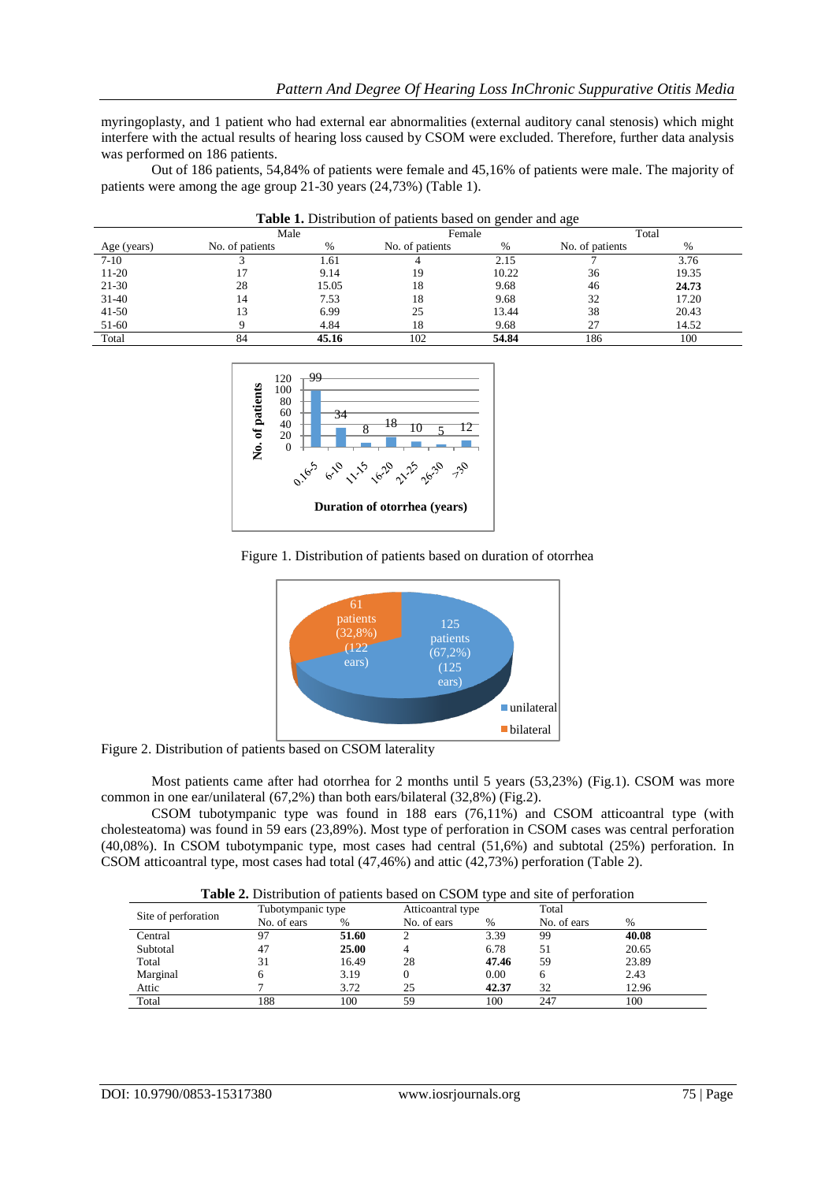myringoplasty, and 1 patient who had external ear abnormalities (external auditory canal stenosis) which might interfere with the actual results of hearing loss caused by CSOM were excluded. Therefore, further data analysis was performed on 186 patients.

Out of 186 patients, 54,84% of patients were female and 45,16% of patients were male. The majority of patients were among the age group 21-30 years (24,73%) (Table 1).

**Table 1.** Distribution of patients based on gender and age

| Age (years) | Male | | Female | | Total | |
|---|---|---|---|---|---|---|
| | No. of patients | % | No. of patients | % | No. of patients | % |
| 7-10 | 3 | 1.61 | 4 | 2.15 | 7 | 3.76 |
| 11-20 | 17 | 9.14 | 19 | 10.22 | 36 | 19.35 |
| 21-30 | 28 | 15.05 | 18 | 9.68 | 46 | **24.73** |
| 31-40 | 14 | 7.53 | 18 | 9.68 | 32 | 17.20 |
| 41-50 | 13 | 6.99 | 25 | 13.44 | 38 | 20.43 |
| 51-60 | 9 | 4.84 | 18 | 9.68 | 27 | 14.52 |
| Total | 84 | **45.16** | 102 | **54.84** | 186 | 100 |

Figure 1. Distribution of patients based on duration of otorrhea

Figure 2. Distribution of patients based on CSOM laterality

Most patients came after had otorrhea for 2 months until 5 years (53,23%) (Fig.1). CSOM was more common in one ear/unilateral (67,2%) than both ears/bilateral (32,8%) (Fig.2).

CSOM tubotympanic type was found in 188 ears (76,11%) and CSOM atticoantral type (with cholesteatoma) was found in 59 ears (23,89%). Most type of perforation in CSOM cases was central perforation (40,08%). In CSOM tubotympanic type, most cases had central (51,6%) and subtotal (25%) perforation. In CSOM atticoantral type, most cases had total (47,46%) and attic (42,73%) perforation (Table 2).

**Table 2.** Distribution of patients based on CSOM type and site of perforation

| Site of perforation | Tubotympanic type | | Atticoantral type | | Total | |
|---|---|---|---|---|---|---|
| | No. of ears | % | No. of ears | % | No. of ears | % |
| Central | 97 | **51.60** | 2 | 3.39 | 99 | **40.08** |
| Subtotal | 47 | **25.00** | 4 | 6.78 | 51 | 20.65 |
| Total | 31 | 16.49 | 28 | **47.46** | 59 | 23.89 |
| Marginal | 6 | 3.19 | 0 | 0.00 | 6 | 2.43 |
| Attic | 7 | 3.72 | 25 | **42.37** | 32 | 12.96 |
| Total | 188 | 100 | 59 | 100 | 247 | 100 |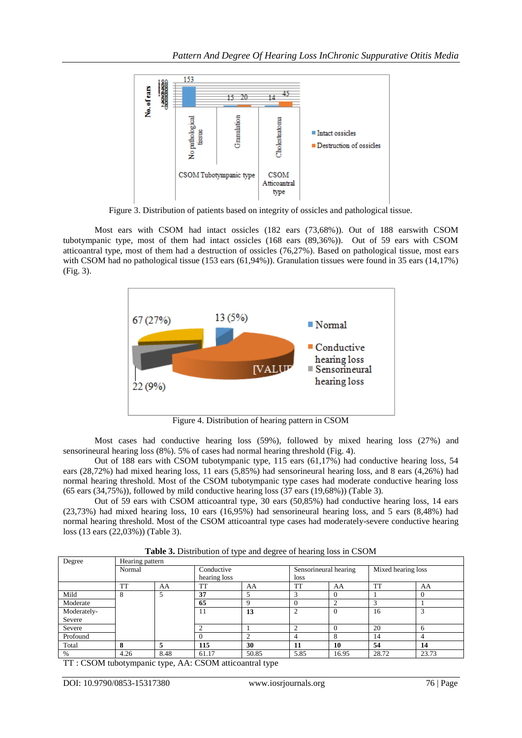Figure 3. Distribution of patients based on integrity of ossicles and pathological tissue.

Most ears with CSOM had intact ossicles (182 ears (73,68%)). Out of 188 earswith CSOM tubotympanic type, most of them had intact ossicles (168 ears (89,36%)). Out of 59 ears with CSOM atticoantral type, most of them had a destruction of ossicles (76,27%). Based on pathological tissue, most ears with CSOM had no pathological tissue (153 ears (61,94%)). Granulation tissues were found in 35 ears (14,17%) (Fig. 3).

Figure 4. Distribution of hearing pattern in CSOM

Most cases had conductive hearing loss (59%), followed by mixed hearing loss (27%) and sensorineural hearing loss (8%). 5% of cases had normal hearing threshold (Fig. 4).

Out of 188 ears with CSOM tubotympanic type, 115 ears (61,17%) had conductive hearing loss, 54 ears (28,72%) had mixed hearing loss, 11 ears (5,85%) had sensorineural hearing loss, and 8 ears (4,26%) had normal hearing threshold. Most of the CSOM tubotympanic type cases had moderate conductive hearing loss (65 ears (34,75%)), followed by mild conductive hearing loss (37 ears (19,68%)) (Table 3).

Out of 59 ears with CSOM atticoantral type, 30 ears (50,85%) had conductive hearing loss, 14 ears (23,73%) had mixed hearing loss, 10 ears (16,95%) had sensorineural hearing loss, and 5 ears (8,48%) had normal hearing threshold. Most of the CSOM atticoantral type cases had moderately-severe conductive hearing loss (13 ears (22,03%)) (Table 3).

**Table 3.** Distribution of type and degree of hearing loss in CSOM

| Degree | Hearing pattern | | | | | | | |
|---|---|---|---|---|---|---|---|---|
| | Normal | | Conductive hearing loss | | Sensorineural hearing loss | | Mixed hearing loss | |
| | TT | AA | TT | AA | TT | AA | TT | AA |
| Mild | 8 | 5 | **37** | 5 | 3 | 0 | 1 | 0 |
| Moderate | | | **65** | 9 | 0 | 2 | 3 | 1 |
| Moderately-Severe | | | 11 | **13** | 2 | 0 | 16 | 3 |
| Severe | | | 2 | 1 | 2 | 0 | 20 | 6 |
| Profound | | | 0 | 2 | 4 | 8 | 14 | 4 |
| Total | **8** | **5** | **115** | **30** | **11** | **10** | **54** | **14** |
| % | 4.26 | 8.48 | 61.17 | 50.85 | 5.85 | 16.95 | 28.72 | 23.73 |

TT : CSOM tubotympanic type, AA: CSOM atticoantral type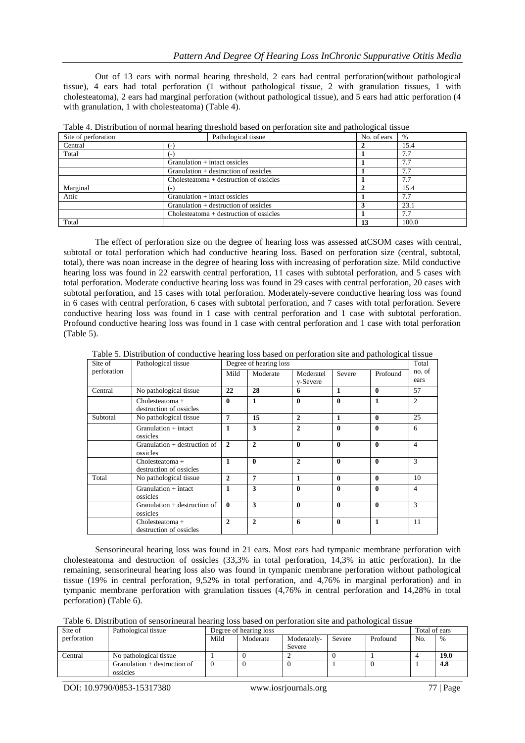Out of 13 ears with normal hearing threshold, 2 ears had central perforation(without pathological tissue), 4 ears had total perforation (1 without pathological tissue, 2 with granulation tissues, 1 with cholesteatoma), 2 ears had marginal perforation (without pathological tissue), and 5 ears had attic perforation (4 with granulation, 1 with cholesteatoma) (Table 4).

Table 4. Distribution of normal hearing threshold based on perforation site and pathological tissue

| Site of perforation | Pathological tissue | No. of ears | % |
|---|---|---|---|
| Central | (-) | **2** | 15.4 |
| Total | (-) | **1** | 7.7 |
| | Granulation + intact ossicles | **1** | 7.7 |
| | Granulation + destruction of ossicles | **1** | 7.7 |
| | Cholesteatoma + destruction of ossicles | **1** | 7.7 |
| Marginal | (-) | **2** | 15.4 |
| Attic | Granulation + intact ossicles | **1** | 7.7 |
| | Granulation + destruction of ossicles | **3** | 23.1 |
| | Cholesteatoma + destruction of ossicles | **1** | 7.7 |
| Total | | **13** | 100.0 |

The effect of perforation size on the degree of hearing loss was assessed atCSOM cases with central, subtotal or total perforation which had conductive hearing loss. Based on perforation size (central, subtotal, total), there was noan increase in the degree of hearing loss with increasing of perforation size. Mild conductive hearing loss was found in 22 earswith central perforation, 11 cases with subtotal perforation, and 5 cases with total perforation. Moderate conductive hearing loss was found in 29 cases with central perforation, 20 cases with subtotal perforation, and 15 cases with total perforation. Moderately-severe conductive hearing loss was found in 6 cases with central perforation, 6 cases with subtotal perforation, and 7 cases with total perforation. Severe conductive hearing loss was found in 1 case with central perforation and 1 case with subtotal perforation. Profound conductive hearing loss was found in 1 case with central perforation and 1 case with total perforation (Table 5).

Table 5. Distribution of conductive hearing loss based on perforation site and pathological tissue

| Site of perforation | Pathological tissue | Degree of hearing loss | | | | | Total no. of ears |
|---|---|---|---|---|---|---|---|
| | | Mild | Moderate | Moderately-Severe | Severe | Profound | |
| Central | No pathological tissue | **22** | **28** | **6** | **1** | **0** | 57 |
| | Cholesteatoma + destruction of ossicles | **0** | **1** | **0** | **0** | **1** | 2 |
| Subtotal | No pathological tissue | **7** | **15** | **2** | **1** | **0** | 25 |
| | Granulation + intact ossicles | **1** | **3** | **2** | **0** | **0** | 6 |
| | Granulation + destruction of ossicles | **2** | **2** | **0** | **0** | **0** | 4 |
| | Cholesteatoma + destruction of ossicles | **1** | **0** | **2** | **0** | **0** | 3 |
| Total | No pathological tissue | **2** | **7** | **1** | **0** | **0** | 10 |
| | Granulation + intact ossicles | **1** | **3** | **0** | **0** | **0** | 4 |
| | Granulation + destruction of ossicles | **0** | **3** | **0** | **0** | **0** | 3 |
| | Cholesteatoma + destruction of ossicles | **2** | **2** | **6** | **0** | **1** | 11 |

Sensorineural hearing loss was found in 21 ears. Most ears had tympanic membrane perforation with cholesteatoma and destruction of ossicles (33,3% in total perforation, 14,3% in attic perforation). In the remaining, sensorineural hearing loss also was found in tympanic membrane perforation without pathological tissue (19% in central perforation, 9,52% in total perforation, and 4,76% in marginal perforation) and in tympanic membrane perforation with granulation tissues (4,76% in central perforation and 14,28% in total perforation) (Table 6).

Table 6. Distribution of sensorineural hearing loss based on perforation site and pathological tissue

| Site of perforation | Pathological tissue | Degree of hearing loss | | | | | Total of ears | |
|---|---|---|---|---|---|---|---|---|
| | | Mild | Moderate | Moderately-Severe | Severe | Profound | No. | % |
| Central | No pathological tissue | 1 | 0 | 2 | 0 | 1 | 4 | **19.0** |
| | Granulation + destruction of ossicles | 0 | 0 | 0 | 1 | 0 | 1 | **4.8** |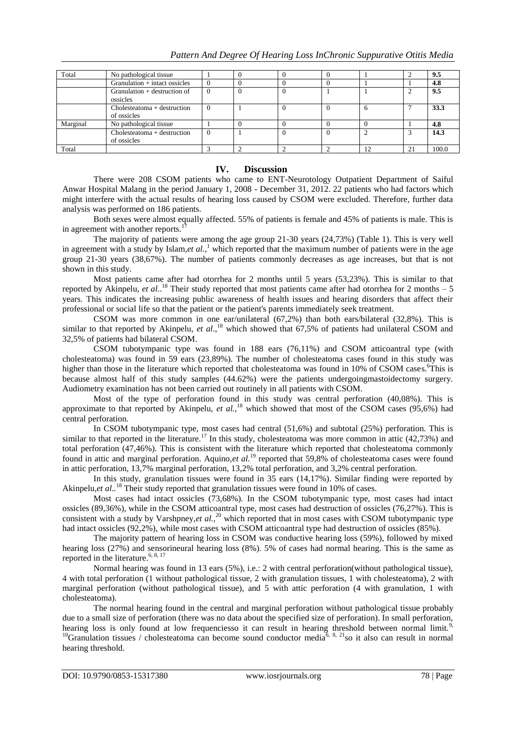| Total | No pathological tissue | 1 | 0 | 0 | 0 | 1 | 2 | **9.5** |
|---|---|---|---|---|---|---|---|---|
| | Granulation + intact ossicles | 0 | 0 | 0 | 0 | 1 | 1 | **4.8** |
| | Granulation + destruction of ossicles | 0 | 0 | 0 | 1 | 1 | 2 | **9.5** |
| | Cholesteatoma + destruction of ossicles | 0 | 1 | 0 | 0 | 6 | 7 | **33.3** |
| Marginal | No pathological tissue | 1 | 0 | 0 | 0 | 0 | 1 | **4.8** |
| | Cholesteatoma + destruction of ossicles | 0 | 1 | 0 | 0 | 2 | 3 | **14.3** |
| Total | | 3 | 2 | 2 | 2 | 12 | 21 | 100.0 |

## IV. Discussion

There were 208 CSOM patients who came to ENT-Neurotology Outpatient Department of Saiful Anwar Hospital Malang in the period January 1, 2008 - December 31, 2012. 22 patients who had factors which might interfere with the actual results of hearing loss caused by CSOM were excluded. Therefore, further data analysis was performed on 186 patients.

Both sexes were almost equally affected. 55% of patients is female and 45% of patients is male. This is in agreement with another reports.[17]

The majority of patients were among the age group 21-30 years (24,73%) (Table 1). This is very well in agreement with a study by Islam,*et al.*,[1] which reported that the maximum number of patients were in the age group 21-30 years (38,67%). The number of patients commonly decreases as age increases, but that is not shown in this study.

Most patients came after had otorrhea for 2 months until 5 years (53,23%). This is similar to that reported by Akinpelu, *et al*..[18] Their study reported that most patients came after had otorrhea for 2 months – 5 years. This indicates the increasing public awareness of health issues and hearing disorders that affect their professional or social life so that the patient or the patient's parents immediately seek treatment.

CSOM was more common in one ear/unilateral (67,2%) than both ears/bilateral (32,8%). This is similar to that reported by Akinpelu, *et al*.,[18] which showed that 67,5% of patients had unilateral CSOM and 32,5% of patients had bilateral CSOM.

CSOM tubotympanic type was found in 188 ears (76,11%) and CSOM atticoantral type (with cholesteatoma) was found in 59 ears (23,89%). The number of cholesteatoma cases found in this study was higher than those in the literature which reported that cholesteatoma was found in 10% of CSOM cases.[6]This is because almost half of this study samples (44.62%) were the patients undergoingmastoidectomy surgery. Audiometry examination has not been carried out routinely in all patients with CSOM.

Most of the type of perforation found in this study was central perforation (40,08%). This is approximate to that reported by Akinpelu, *et al.,*[18] which showed that most of the CSOM cases (95,6%) had central perforation.

In CSOM tubotympanic type, most cases had central (51,6%) and subtotal (25%) perforation. This is similar to that reported in the literature.[17] In this study, cholesteatoma was more common in attic (42,73%) and total perforation (47,46%). This is consistent with the literature which reported that cholesteatoma commonly found in attic and marginal perforation. Aquino,*et al.*[19] reported that 59,8% of cholesteatoma cases were found in attic perforation, 13,7% marginal perforation, 13,2% total perforation, and 3,2% central perforation.

In this study, granulation tissues were found in 35 ears (14,17%). Similar finding were reported by Akinpelu,*et al.*.[18] Their study reported that granulation tissues were found in 10% of cases.

Most cases had intact ossicles (73,68%). In the CSOM tubotympanic type, most cases had intact ossicles (89,36%), while in the CSOM atticoantral type, most cases had destruction of ossicles (76,27%). This is consistent with a study by Varshpney,*et al.,*[20] which reported that in most cases with CSOM tubotympanic type had intact ossicles (92,2%), while most cases with CSOM atticoantral type had destruction of ossicles (85%).

The majority pattern of hearing loss in CSOM was conductive hearing loss (59%), followed by mixed hearing loss (27%) and sensorineural hearing loss (8%). 5% of cases had normal hearing. This is the same as reported in the literature.[6, 8, 17]

Normal hearing was found in 13 ears (5%), i.e.: 2 with central perforation(without pathological tissue), 4 with total perforation (1 without pathological tissue, 2 with granulation tissues, 1 with cholesteatoma), 2 with marginal perforation (without pathological tissue), and 5 with attic perforation (4 with granulation, 1 with cholesteatoma).

The normal hearing found in the central and marginal perforation without pathological tissue probably due to a small size of perforation (there was no data about the specified size of perforation). In small perforation, hearing loss is only found at low frequenciesso it can result in hearing threshold between normal limit.[9, 10]Granulation tissues / cholesteatoma can become sound conductor media[6, 8, 21]so it also can result in normal hearing threshold.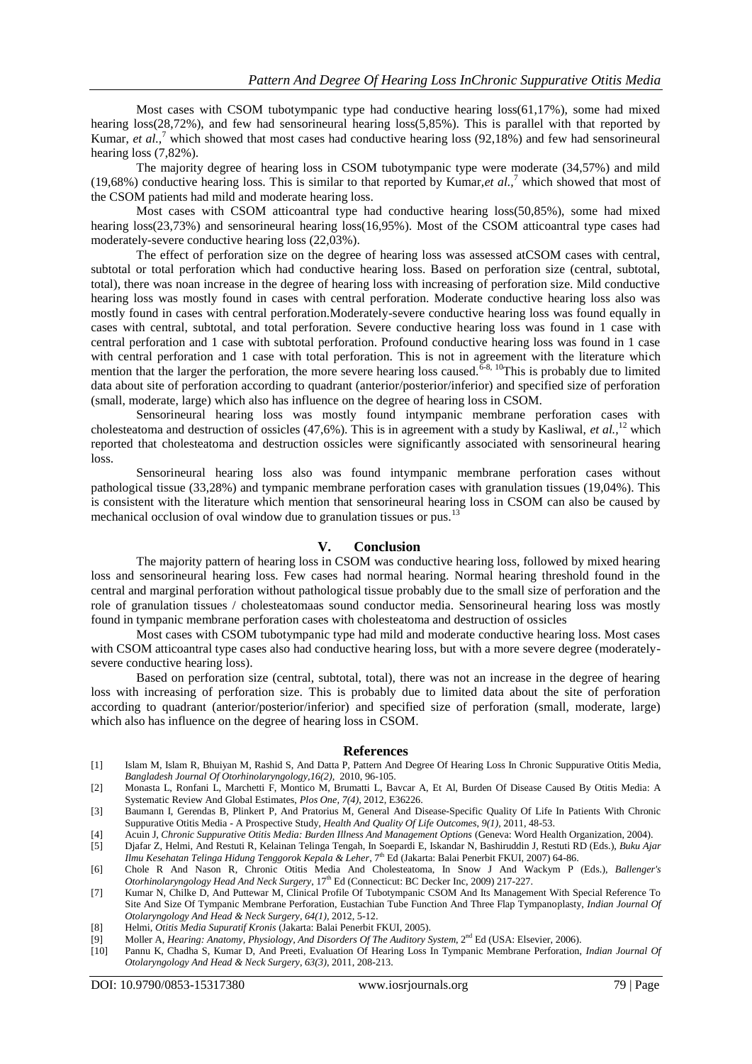Most cases with CSOM tubotympanic type had conductive hearing loss(61,17%), some had mixed hearing loss(28,72%), and few had sensorineural hearing loss(5,85%). This is parallel with that reported by Kumar, *et al.*,[7] which showed that most cases had conductive hearing loss (92,18%) and few had sensorineural hearing loss (7,82%).

The majority degree of hearing loss in CSOM tubotympanic type were moderate (34,57%) and mild (19,68%) conductive hearing loss. This is similar to that reported by Kumar,*et al.*,[7] which showed that most of the CSOM patients had mild and moderate hearing loss.

Most cases with CSOM atticoantral type had conductive hearing loss(50,85%), some had mixed hearing loss(23,73%) and sensorineural hearing loss(16,95%). Most of the CSOM atticoantral type cases had moderately-severe conductive hearing loss (22,03%).

The effect of perforation size on the degree of hearing loss was assessed atCSOM cases with central, subtotal or total perforation which had conductive hearing loss. Based on perforation size (central, subtotal, total), there was noan increase in the degree of hearing loss with increasing of perforation size. Mild conductive hearing loss was mostly found in cases with central perforation. Moderate conductive hearing loss also was mostly found in cases with central perforation.Moderately-severe conductive hearing loss was found equally in cases with central, subtotal, and total perforation. Severe conductive hearing loss was found in 1 case with central perforation and 1 case with subtotal perforation. Profound conductive hearing loss was found in 1 case with central perforation and 1 case with total perforation. This is not in agreement with the literature which mention that the larger the perforation, the more severe hearing loss caused.[6-8, 10]This is probably due to limited data about site of perforation according to quadrant (anterior/posterior/inferior) and specified size of perforation (small, moderate, large) which also has influence on the degree of hearing loss in CSOM.

Sensorineural hearing loss was mostly found intympanic membrane perforation cases with cholesteatoma and destruction of ossicles (47,6%). This is in agreement with a study by Kasliwal, *et al.*,[12] which reported that cholesteatoma and destruction ossicles were significantly associated with sensorineural hearing loss.

Sensorineural hearing loss also was found intympanic membrane perforation cases without pathological tissue (33,28%) and tympanic membrane perforation cases with granulation tissues (19,04%). This is consistent with the literature which mention that sensorineural hearing loss in CSOM can also be caused by mechanical occlusion of oval window due to granulation tissues or pus.[13]

## V. Conclusion

The majority pattern of hearing loss in CSOM was conductive hearing loss, followed by mixed hearing loss and sensorineural hearing loss. Few cases had normal hearing. Normal hearing threshold found in the central and marginal perforation without pathological tissue probably due to the small size of perforation and the role of granulation tissues / cholesteatomaas sound conductor media. Sensorineural hearing loss was mostly found in tympanic membrane perforation cases with cholesteatoma and destruction of ossicles

Most cases with CSOM tubotympanic type had mild and moderate conductive hearing loss. Most cases with CSOM atticoantral type cases also had conductive hearing loss, but with a more severe degree (moderately-severe conductive hearing loss).

Based on perforation size (central, subtotal, total), there was not an increase in the degree of hearing loss with increasing of perforation size. This is probably due to limited data about the site of perforation according to quadrant (anterior/posterior/inferior) and specified size of perforation (small, moderate, large) which also has influence on the degree of hearing loss in CSOM.

## References

[1] Islam M, Islam R, Bhuiyan M, Rashid S, And Datta P, Pattern And Degree Of Hearing Loss In Chronic Suppurative Otitis Media, *Bangladesh Journal Of Otorhinolaryngology,16(2),* 2010, 96-105.

[2] Monasta L, Ronfani L, Marchetti F, Montico M, Brumatti L, Bavcar A, Et Al, Burden Of Disease Caused By Otitis Media: A Systematic Review And Global Estimates, *Plos One, 7(4),* 2012, E36226.

[3] Baumann I, Gerendas B, Plinkert P, And Pratorius M, General And Disease-Specific Quality Of Life In Patients With Chronic Suppurative Otitis Media - A Prospective Study, *Health And Quality Of Life Outcomes, 9(1),* 2011, 48-53.

[4] Acuin J, *Chronic Suppurative Otitis Media: Burden Illness And Management Options* (Geneva: Word Health Organization, 2004).

[5] Djafar Z, Helmi, And Restuti R, Kelainan Telinga Tengah, In Soepardi E, Iskandar N, Bashiruddin J, Restuti RD (Eds.), *Buku Ajar Ilmu Kesehatan Telinga Hidung Tenggorok Kepala & Leher*, 7th Ed (Jakarta: Balai Penerbit FKUI, 2007) 64-86.

[6] Chole R And Nason R, Chronic Otitis Media And Cholesteatoma, In Snow J And Wackym P (Eds.), *Ballenger's Otorhinolaryngology Head And Neck Surgery*, 17th Ed (Connecticut: BC Decker Inc, 2009) 217-227.

[7] Kumar N, Chilke D, And Puttewar M, Clinical Profile Of Tubotympanic CSOM And Its Management With Special Reference To Site And Size Of Tympanic Membrane Perforation, Eustachian Tube Function And Three Flap Tympanoplasty, *Indian Journal Of Otolaryngology And Head & Neck Surgery, 64(1),* 2012, 5-12.

[8] Helmi, *Otitis Media Supuratif Kronis* (Jakarta: Balai Penerbit FKUI, 2005).

[9] Moller A, *Hearing: Anatomy, Physiology, And Disorders Of The Auditory System*, 2nd Ed (USA: Elsevier, 2006).

[10] Pannu K, Chadha S, Kumar D, And Preeti, Evaluation Of Hearing Loss In Tympanic Membrane Perforation, *Indian Journal Of Otolaryngology And Head & Neck Surgery, 63(3),* 2011, 208-213.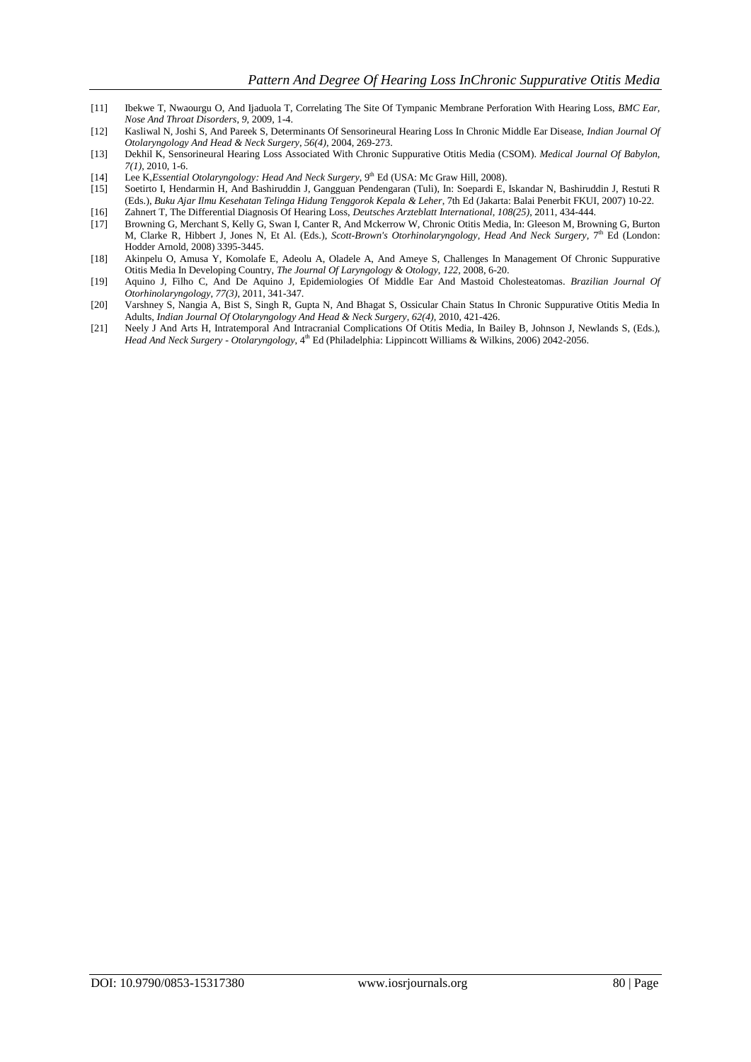[11] Ibekwe T, Nwaourgu O, And Ijaduola T, Correlating The Site Of Tympanic Membrane Perforation With Hearing Loss, *BMC Ear, Nose And Throat Disorders, 9*, 2009, 1-4.

[12] Kasliwal N, Joshi S, And Pareek S, Determinants Of Sensorineural Hearing Loss In Chronic Middle Ear Disease, *Indian Journal Of Otolaryngology And Head & Neck Surgery, 56(4)*, 2004, 269-273.

[13] Dekhil K, Sensorineural Hearing Loss Associated With Chronic Suppurative Otitis Media (CSOM). *Medical Journal Of Babylon, 7(1)*, 2010, 1-6.

[14] Lee K,*Essential Otolaryngology: Head And Neck Surgery*, 9th Ed (USA: Mc Graw Hill, 2008).

[15] Soetirto I, Hendarmin H, And Bashiruddin J, Gangguan Pendengaran (Tuli), In: Soepardi E, Iskandar N, Bashiruddin J, Restuti R (Eds.), *Buku Ajar Ilmu Kesehatan Telinga Hidung Tenggorok Kepala & Leher*, 7th Ed (Jakarta: Balai Penerbit FKUI, 2007) 10-22.

[16] Zahnert T, The Differential Diagnosis Of Hearing Loss, *Deutsches Arzteblatt International, 108(25)*, 2011, 434-444.

[17] Browning G, Merchant S, Kelly G, Swan I, Canter R, And Mckerrow W, Chronic Otitis Media, In: Gleeson M, Browning G, Burton M, Clarke R, Hibbert J, Jones N, Et Al. (Eds.), *Scott-Brown's Otorhinolaryngology, Head And Neck Surgery*, 7th Ed (London: Hodder Arnold, 2008) 3395-3445.

[18] Akinpelu O, Amusa Y, Komolafe E, Adeolu A, Oladele A, And Ameye S, Challenges In Management Of Chronic Suppurative Otitis Media In Developing Country, *The Journal Of Laryngology & Otology, 122*, 2008, 6-20.

[19] Aquino J, Filho C, And De Aquino J, Epidemiologies Of Middle Ear And Mastoid Cholesteatomas. *Brazilian Journal Of Otorhinolaryngology, 77(3)*, 2011, 341-347.

[20] Varshney S, Nangia A, Bist S, Singh R, Gupta N, And Bhagat S, Ossicular Chain Status In Chronic Suppurative Otitis Media In Adults, *Indian Journal Of Otolaryngology And Head & Neck Surgery, 62(4)*, 2010, 421-426.

[21] Neely J And Arts H, Intratemporal And Intracranial Complications Of Otitis Media, In Bailey B, Johnson J, Newlands S, (Eds.), *Head And Neck Surgery - Otolaryngology*, 4th Ed (Philadelphia: Lippincott Williams & Wilkins, 2006) 2042-2056.